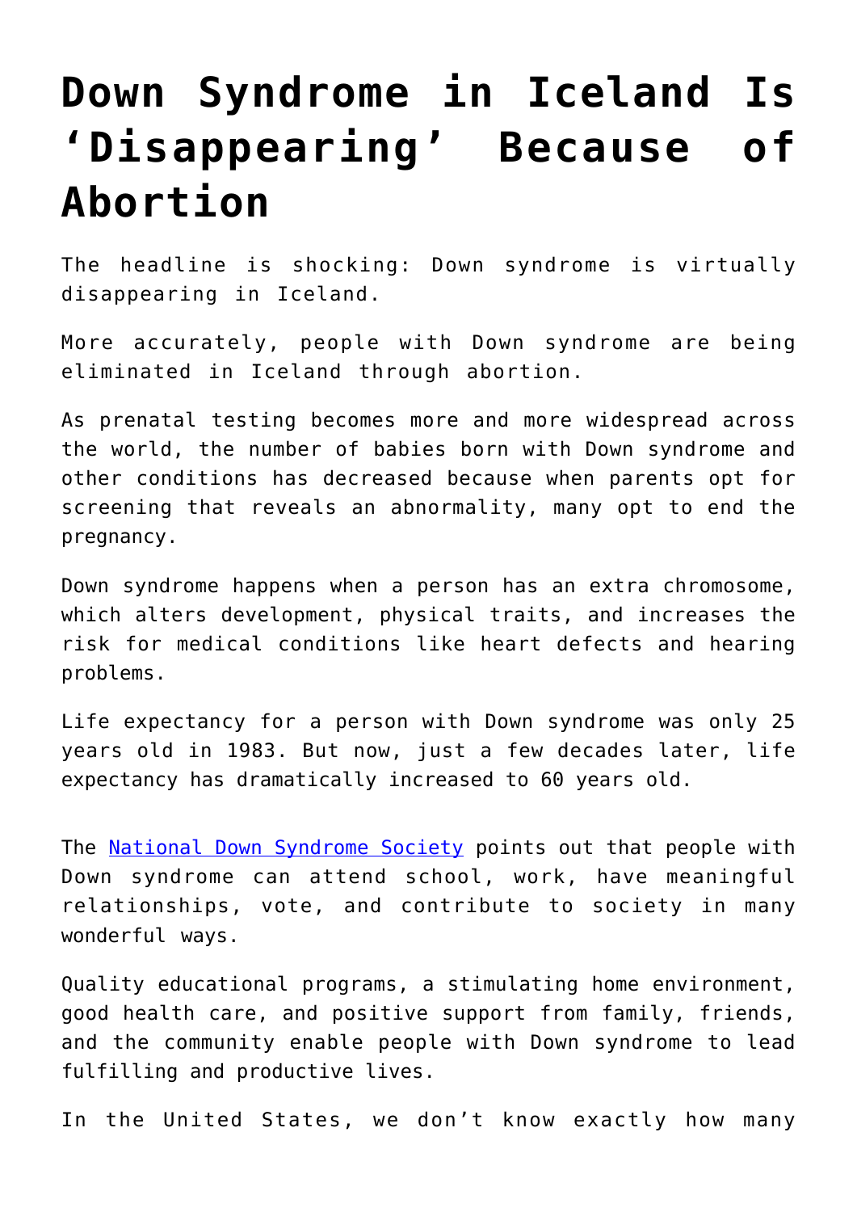# Down Syndrome in Iceland Is 'Disappearing' Because of Abortion

The headline is shocking: Down syndrome is virtually disappearing in Iceland.

More accurately, people with Down syndrome are being eliminated in Iceland through abortion.

As prenatal testing becomes more and more widespread across the world, the number of babies born with Down syndrome and other conditions has decreased because when parents opt for screening that reveals an abnormality, many opt to end the pregnancy.

Down syndrome happens when a person has an extra chromosome, which alters development, physical traits, and increases the risk for medical conditions like heart defects and hearing problems.

Life expectancy for a person with Down syndrome was only 25 years old in 1983. But now, just a few decades later, life expectancy has dramatically increased to 60 years old.

The [National Down Syndrome Society] points out that people with Down syndrome can attend school, work, have meaningful relationships, vote, and contribute to society in many wonderful ways.

Quality educational programs, a stimulating home environment, good health care, and positive support from family, friends, and the community enable people with Down syndrome to lead fulfilling and productive lives.

In the United States, we don't know exactly how many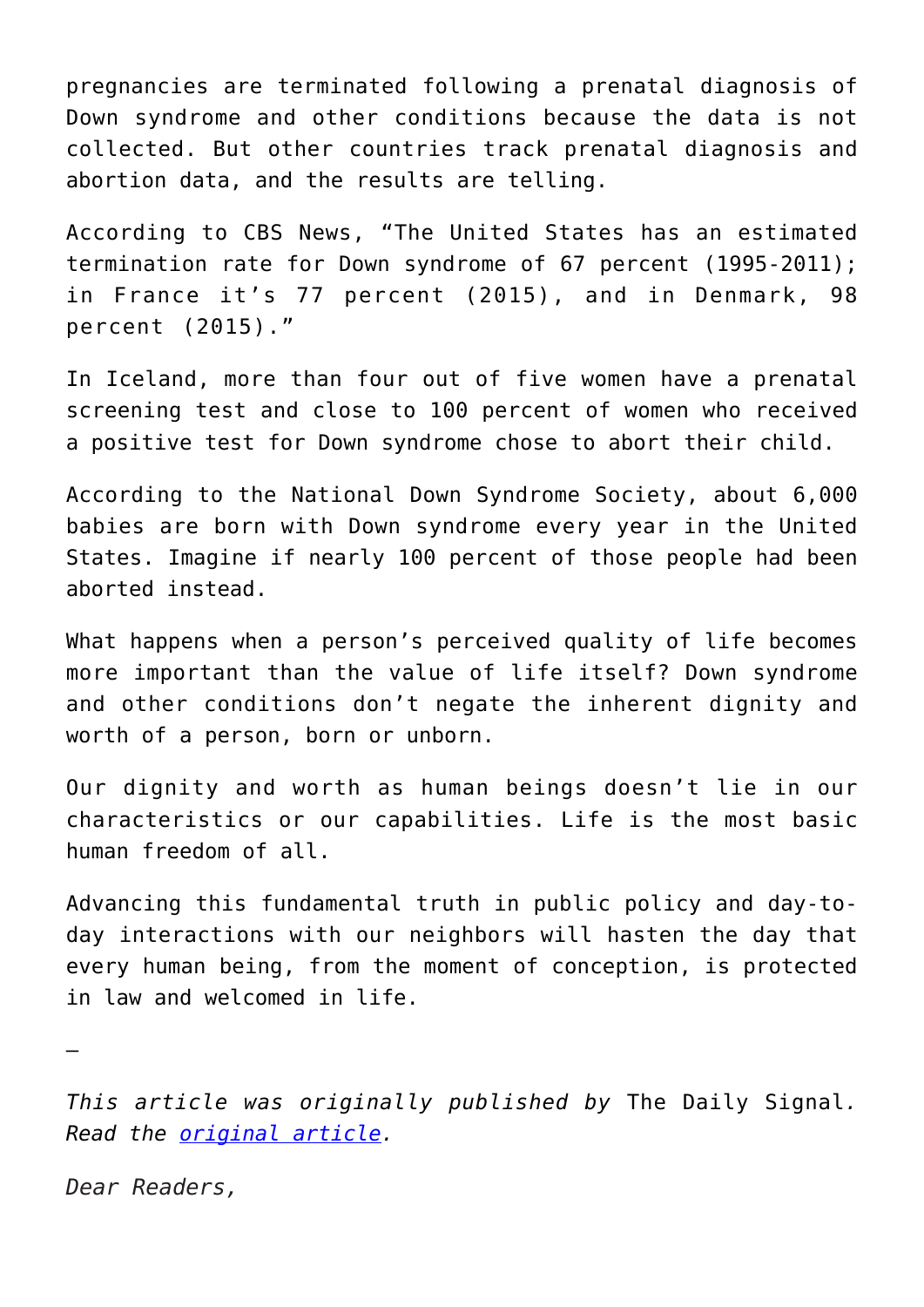pregnancies are terminated following a prenatal diagnosis of Down syndrome and other conditions because the data is not collected. But other countries track prenatal diagnosis and abortion data, and the results are telling.

According to CBS News, "The United States has an estimated termination rate for Down syndrome of 67 percent (1995-2011); in France it's 77 percent (2015), and in Denmark, 98 percent (2015)."

In Iceland, more than four out of five women have a prenatal screening test and close to 100 percent of women who received a positive test for Down syndrome chose to abort their child.

According to the National Down Syndrome Society, about 6,000 babies are born with Down syndrome every year in the United States. Imagine if nearly 100 percent of those people had been aborted instead.

What happens when a person's perceived quality of life becomes more important than the value of life itself? Down syndrome and other conditions don't negate the inherent dignity and worth of a person, born or unborn.

Our dignity and worth as human beings doesn't lie in our characteristics or our capabilities. Life is the most basic human freedom of all.

Advancing this fundamental truth in public policy and day-to-day interactions with our neighbors will hasten the day that every human being, from the moment of conception, is protected in law and welcomed in life.

—

*This article was originally published by* The Daily Signal*. Read the [original article](original article).*

*Dear Readers,*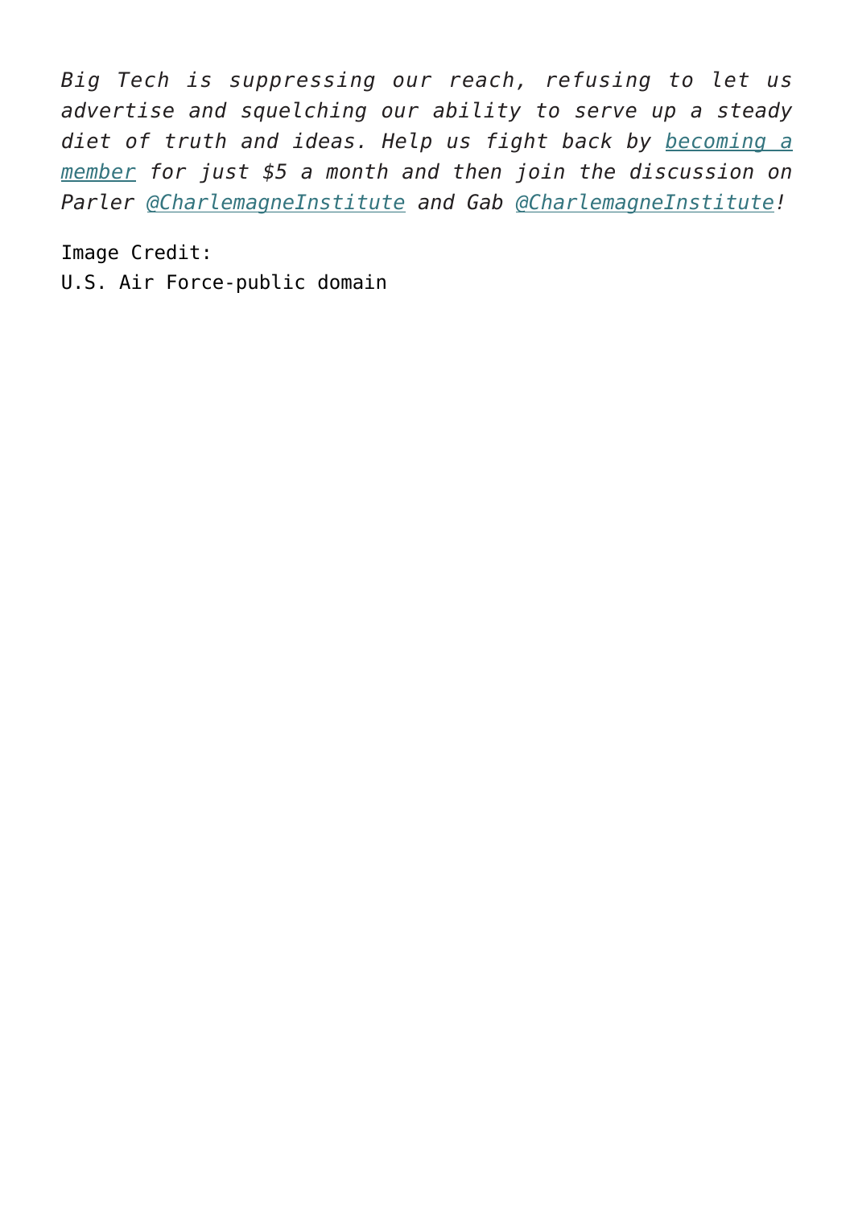*Big Tech is suppressing our reach, refusing to let us advertise and squelching our ability to serve up a steady diet of truth and ideas. Help us fight back by becoming a member for just $5 a month and then join the discussion on Parler @CharlemagneInstitute and Gab @CharlemagneInstitute!*

Image Credit:
U.S. Air Force-public domain